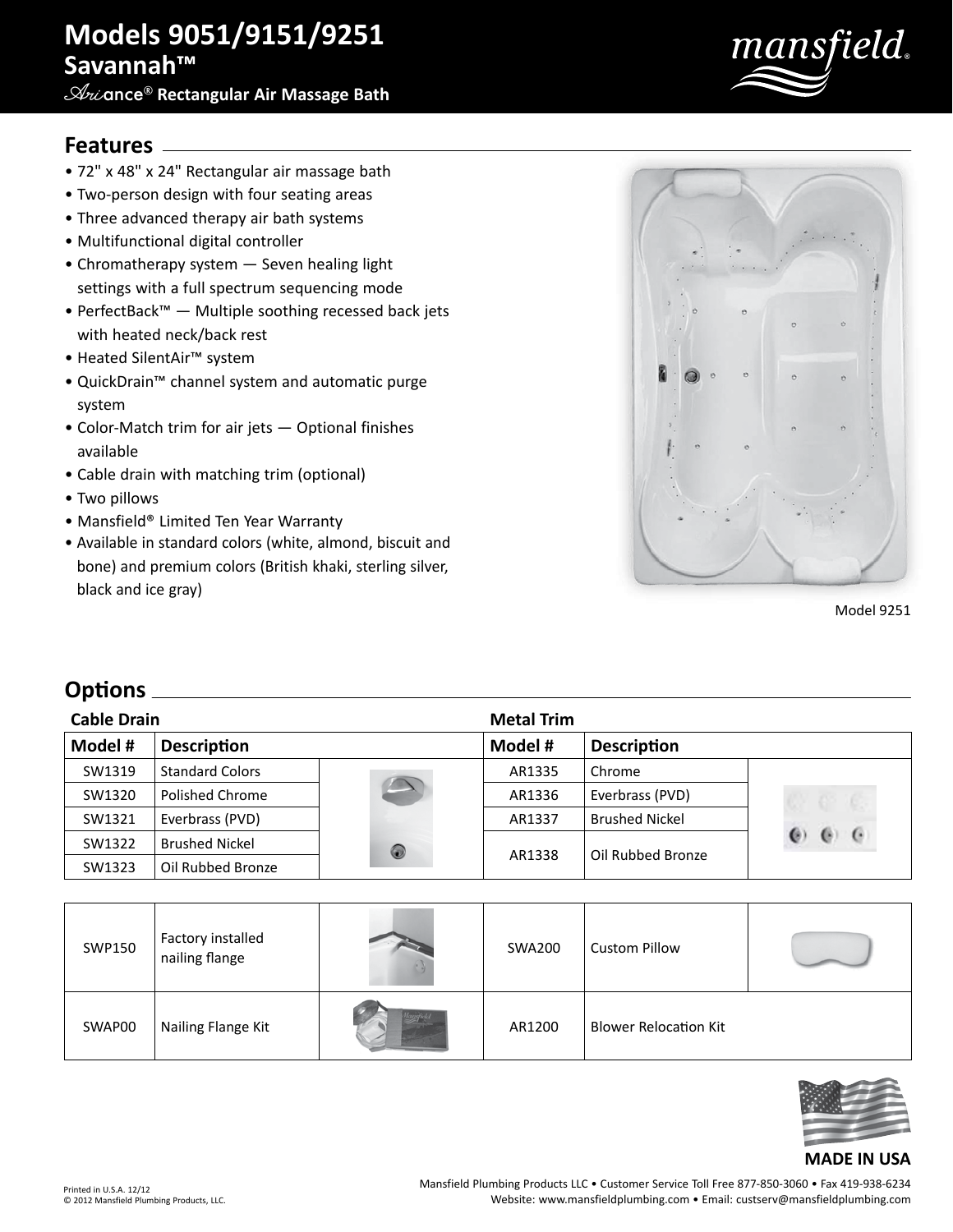# Models 9051/9151/9251

## Savannah™

### Ariance® Rectangular Air Massage Bath

## Features

- 72" x 48" x 24" Rectangular air massage bath
- Two-person design with four seating areas
- Three advanced therapy air bath systems
- Multifunctional digital controller
- Chromatherapy system — Seven healing light settings with a full spectrum sequencing mode
- PerfectBack™ — Multiple soothing recessed back jets with heated neck/back rest
- Heated SilentAir™ system
- QuickDrain™ channel system and automatic purge system
- Color-Match trim for air jets — Optional finishes available
- Cable drain with matching trim (optional)
- Two pillows
- Mansfield® Limited Ten Year Warranty
- Available in standard colors (white, almond, biscuit and bone) and premium colors (British khaki, sterling silver, black and ice gray)

Model 9251

## Options

**Cable Drain**

| Model # | Description |
|---|---|
| SW1319 | Standard Colors |
| SW1320 | Polished Chrome |
| SW1321 | Everbrass (PVD) |
| SW1322 | Brushed Nickel |
| SW1323 | Oil Rubbed Bronze |

**Metal Trim**

| Model # | Description |
|---|---|
| AR1335 | Chrome |
| AR1336 | Everbrass (PVD) |
| AR1337 | Brushed Nickel |
| AR1338 | Oil Rubbed Bronze |

| Model # | Description | Model # | Description |
|---|---|---|---|
| SWP150 | Factory installed nailing flange | SWA200 | Custom Pillow |
| SWAP00 | Nailing Flange Kit | AR1200 | Blower Relocation Kit |

**MADE IN USA**

Printed in U.S.A. 12/12
© 2012 Mansfield Plumbing Products, LLC.

Mansfield Plumbing Products LLC • Customer Service Toll Free 877-850-3060 • Fax 419-938-6234
Website: www.mansfieldplumbing.com • Email: custserv@mansfieldplumbing.com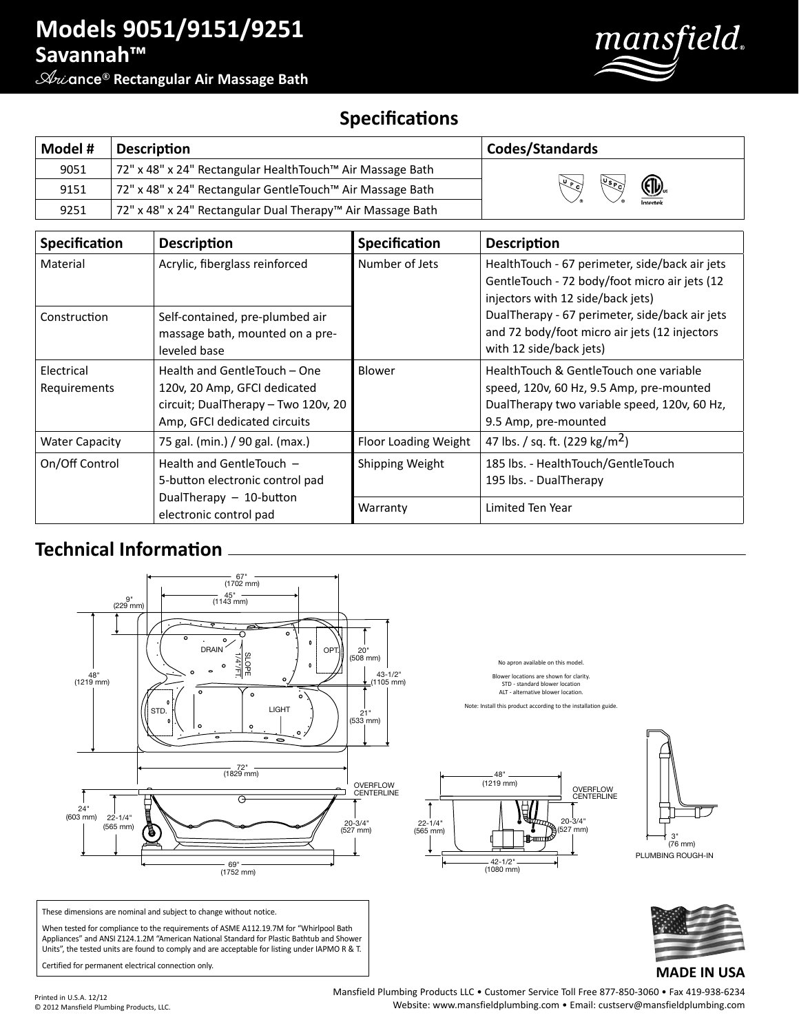# Models 9051/9151/9251

## Savannah™

### Ariance® Rectangular Air Massage Bath

## Specifications

| Model # | Description | Codes/Standards |
|---|---|---|
| 9051 | 72" x 48" x 24" Rectangular HealthTouch™ Air Massage Bath | |
| 9151 | 72" x 48" x 24" Rectangular GentleTouch™ Air Massage Bath | |
| 9251 | 72" x 48" x 24" Rectangular Dual Therapy™ Air Massage Bath | |

| Specification | Description | Specification | Description |
|---|---|---|---|
| Material | Acrylic, fiberglass reinforced | Number of Jets | HealthTouch - 67 perimeter, side/back air jets GentleTouch - 72 body/foot micro air jets (12 injectors with 12 side/back jets) DualTherapy - 67 perimeter, side/back air jets and 72 body/foot micro air jets (12 injectors with 12 side/back jets) |
| Construction | Self-contained, pre-plumbed air massage bath, mounted on a pre-leveled base | | |
| Electrical Requirements | Health and GentleTouch – One 120v, 20 Amp, GFCI dedicated circuit; DualTherapy – Two 120v, 20 Amp, GFCI dedicated circuits | Blower | HealthTouch & GentleTouch one variable speed, 120v, 60 Hz, 9.5 Amp, pre-mounted DualTherapy two variable speed, 120v, 60 Hz, 9.5 Amp, pre-mounted |
| Water Capacity | 75 gal. (min.) / 90 gal. (max.) | Floor Loading Weight | 47 lbs. / sq. ft. (229 kg/m$^2$) |
| On/Off Control | Health and GentleTouch – 5-button electronic control pad DualTherapy – 10-button electronic control pad | Shipping Weight | 185 lbs. - HealthTouch/GentleTouch 195 lbs. - DualTherapy |
| | | Warranty | Limited Ten Year |

## Technical Information

67" (1702 mm)
45" (1143 mm)
9" (229 mm)
48" (1219 mm)
DRAIN
SLOPE 1/4"/FT.
OPT.
20" (508 mm)
43-1/2" (1105 mm)
21" (533 mm)
STD.
LIGHT
72" (1829 mm)
OVERFLOW CENTERLINE
24" (603 mm)
22-1/4" (565 mm)
20-3/4" (527 mm)
69" (1752 mm)

No apron available on this model.

Blower locations are shown for clarity.
STD - standard blower location
ALT - alternative blower location.

Note: Install this product according to the installation guide.

48" (1219 mm)
OVERFLOW CENTERLINE
22-1/4" (565 mm)
20-3/4" (527 mm)
42-1/2" (1080 mm)
3" (76 mm)
PLUMBING ROUGH-IN

These dimensions are nominal and subject to change without notice.

When tested for compliance to the requirements of ASME A112.19.7M for "Whirlpool Bath Appliances" and ANSI Z124.1.2M "American National Standard for Plastic Bathtub and Shower Units", the tested units are found to comply and are acceptable for listing under IAPMO R & T.

Certified for permanent electrical connection only.

**MADE IN USA**

Printed in U.S.A. 12/12
© 2012 Mansfield Plumbing Products, LLC.

Mansfield Plumbing Products LLC • Customer Service Toll Free 877-850-3060 • Fax 419-938-6234
Website: www.mansfieldplumbing.com • Email: custserv@mansfieldplumbing.com